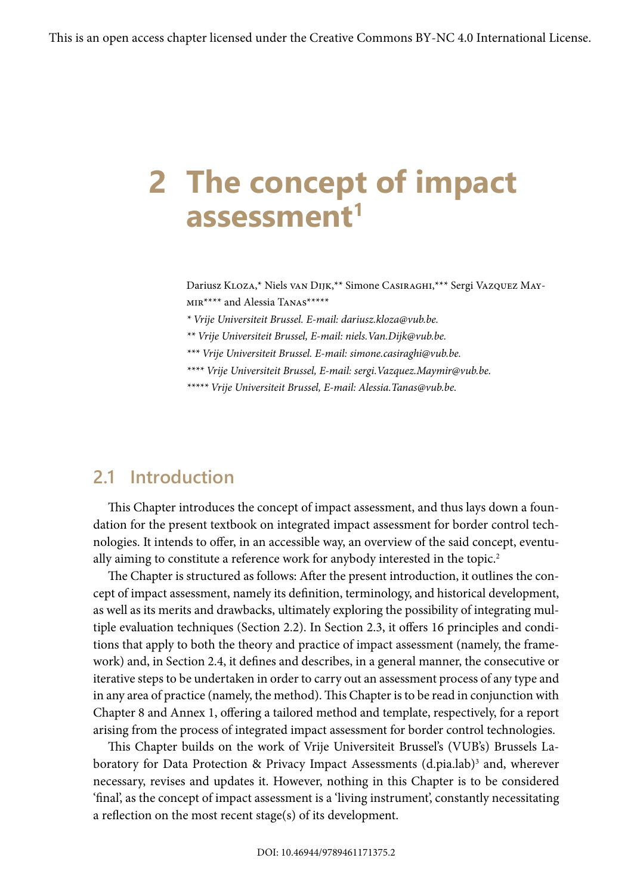This is an open access chapter licensed under the Creative Commons BY-NC 4.0 International License.

# 2 The concept of impact assessment[1]

Dariusz Kloza,* Niels van Dijk,** Simone Casiraghi,*** Sergi Vazquez Maymir**** and Alessia Tanas*****

*\* Vrije Universiteit Brussel. E-mail: dariusz.kloza@vub.be.*

*\*\* Vrije Universiteit Brussel, E-mail: niels.Van.Dijk@vub.be.*

*\*\*\* Vrije Universiteit Brussel. E-mail: simone.casiraghi@vub.be.*

*\*\*\*\* Vrije Universiteit Brussel, E-mail: sergi.Vazquez.Maymir@vub.be.*

*\*\*\*\*\* Vrije Universiteit Brussel, E-mail: Alessia.Tanas@vub.be.*

## 2.1 Introduction

This Chapter introduces the concept of impact assessment, and thus lays down a foundation for the present textbook on integrated impact assessment for border control technologies. It intends to offer, in an accessible way, an overview of the said concept, eventually aiming to constitute a reference work for anybody interested in the topic.[2]

The Chapter is structured as follows: After the present introduction, it outlines the concept of impact assessment, namely its definition, terminology, and historical development, as well as its merits and drawbacks, ultimately exploring the possibility of integrating multiple evaluation techniques (Section 2.2). In Section 2.3, it offers 16 principles and conditions that apply to both the theory and practice of impact assessment (namely, the framework) and, in Section 2.4, it defines and describes, in a general manner, the consecutive or iterative steps to be undertaken in order to carry out an assessment process of any type and in any area of practice (namely, the method). This Chapter is to be read in conjunction with Chapter 8 and Annex 1, offering a tailored method and template, respectively, for a report arising from the process of integrated impact assessment for border control technologies.

This Chapter builds on the work of Vrije Universiteit Brussel's (VUB's) Brussels Laboratory for Data Protection & Privacy Impact Assessments (d.pia.lab)[3] and, wherever necessary, revises and updates it. However, nothing in this Chapter is to be considered 'final', as the concept of impact assessment is a 'living instrument', constantly necessitating a reflection on the most recent stage(s) of its development.

DOI: 10.46944/9789461171375.2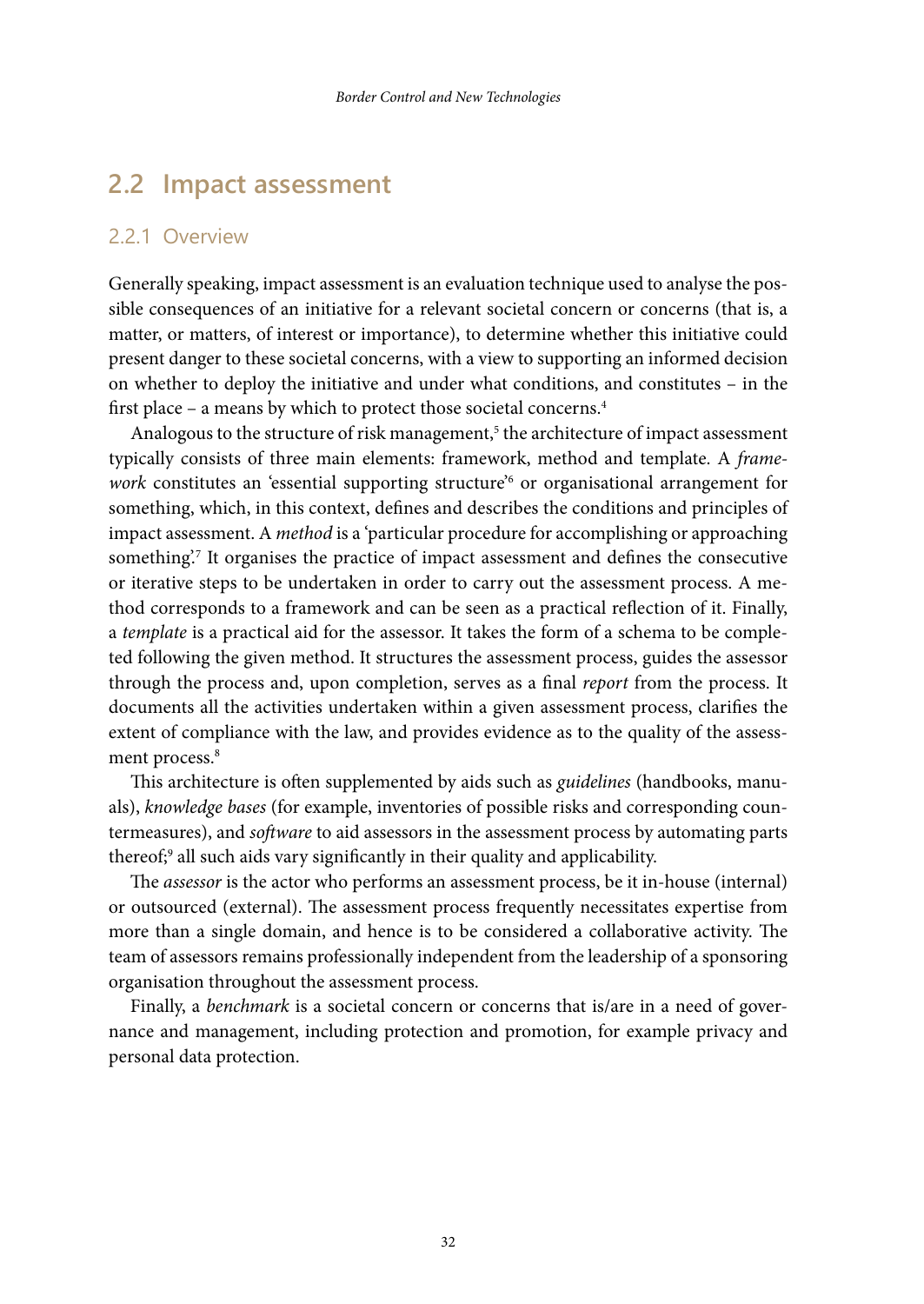## 2.2 Impact assessment

### 2.2.1 Overview

Generally speaking, impact assessment is an evaluation technique used to analyse the possible consequences of an initiative for a relevant societal concern or concerns (that is, a matter, or matters, of interest or importance), to determine whether this initiative could present danger to these societal concerns, with a view to supporting an informed decision on whether to deploy the initiative and under what conditions, and constitutes – in the first place – a means by which to protect those societal concerns.[4]

Analogous to the structure of risk management,[5] the architecture of impact assessment typically consists of three main elements: framework, method and template. A *framework* constitutes an 'essential supporting structure'[6] or organisational arrangement for something, which, in this context, defines and describes the conditions and principles of impact assessment. A *method* is a 'particular procedure for accomplishing or approaching something'.[7] It organises the practice of impact assessment and defines the consecutive or iterative steps to be undertaken in order to carry out the assessment process. A method corresponds to a framework and can be seen as a practical reflection of it. Finally, a *template* is a practical aid for the assessor. It takes the form of a schema to be completed following the given method. It structures the assessment process, guides the assessor through the process and, upon completion, serves as a final *report* from the process. It documents all the activities undertaken within a given assessment process, clarifies the extent of compliance with the law, and provides evidence as to the quality of the assessment process.[8]

This architecture is often supplemented by aids such as *guidelines* (handbooks, manuals), *knowledge bases* (for example, inventories of possible risks and corresponding countermeasures), and *software* to aid assessors in the assessment process by automating parts thereof;[9] all such aids vary significantly in their quality and applicability.

The *assessor* is the actor who performs an assessment process, be it in-house (internal) or outsourced (external). The assessment process frequently necessitates expertise from more than a single domain, and hence is to be considered a collaborative activity. The team of assessors remains professionally independent from the leadership of a sponsoring organisation throughout the assessment process.

Finally, a *benchmark* is a societal concern or concerns that is/are in a need of governance and management, including protection and promotion, for example privacy and personal data protection.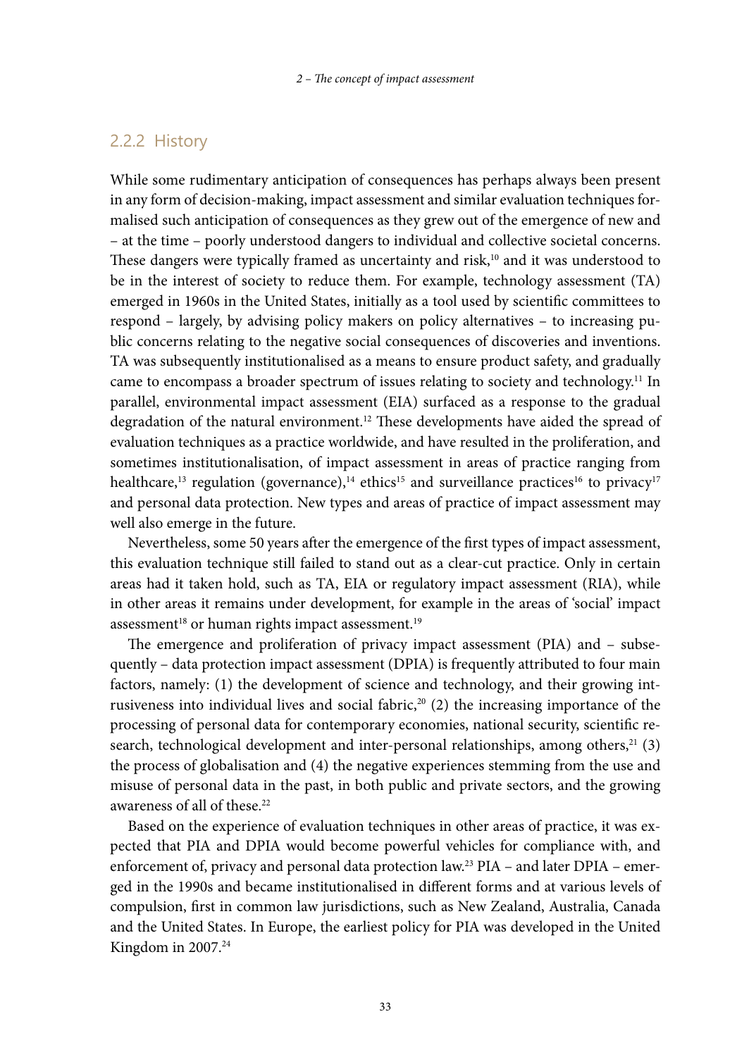### 2.2.2 History

While some rudimentary anticipation of consequences has perhaps always been present in any form of decision-making, impact assessment and similar evaluation techniques formalised such anticipation of consequences as they grew out of the emergence of new and – at the time – poorly understood dangers to individual and collective societal concerns. These dangers were typically framed as uncertainty and risk,[10] and it was understood to be in the interest of society to reduce them. For example, technology assessment (TA) emerged in 1960s in the United States, initially as a tool used by scientific committees to respond – largely, by advising policy makers on policy alternatives – to increasing public concerns relating to the negative social consequences of discoveries and inventions. TA was subsequently institutionalised as a means to ensure product safety, and gradually came to encompass a broader spectrum of issues relating to society and technology.[11] In parallel, environmental impact assessment (EIA) surfaced as a response to the gradual degradation of the natural environment.[12] These developments have aided the spread of evaluation techniques as a practice worldwide, and have resulted in the proliferation, and sometimes institutionalisation, of impact assessment in areas of practice ranging from healthcare,[13] regulation (governance),[14] ethics[15] and surveillance practices[16] to privacy[17] and personal data protection. New types and areas of practice of impact assessment may well also emerge in the future.

Nevertheless, some 50 years after the emergence of the first types of impact assessment, this evaluation technique still failed to stand out as a clear-cut practice. Only in certain areas had it taken hold, such as TA, EIA or regulatory impact assessment (RIA), while in other areas it remains under development, for example in the areas of 'social' impact assessment[18] or human rights impact assessment.[19]

The emergence and proliferation of privacy impact assessment (PIA) and – subsequently – data protection impact assessment (DPIA) is frequently attributed to four main factors, namely: (1) the development of science and technology, and their growing intrusiveness into individual lives and social fabric,[20] (2) the increasing importance of the processing of personal data for contemporary economies, national security, scientific research, technological development and inter-personal relationships, among others,[21] (3) the process of globalisation and (4) the negative experiences stemming from the use and misuse of personal data in the past, in both public and private sectors, and the growing awareness of all of these.[22]

Based on the experience of evaluation techniques in other areas of practice, it was expected that PIA and DPIA would become powerful vehicles for compliance with, and enforcement of, privacy and personal data protection law.[23] PIA – and later DPIA – emerged in the 1990s and became institutionalised in different forms and at various levels of compulsion, first in common law jurisdictions, such as New Zealand, Australia, Canada and the United States. In Europe, the earliest policy for PIA was developed in the United Kingdom in 2007.[24]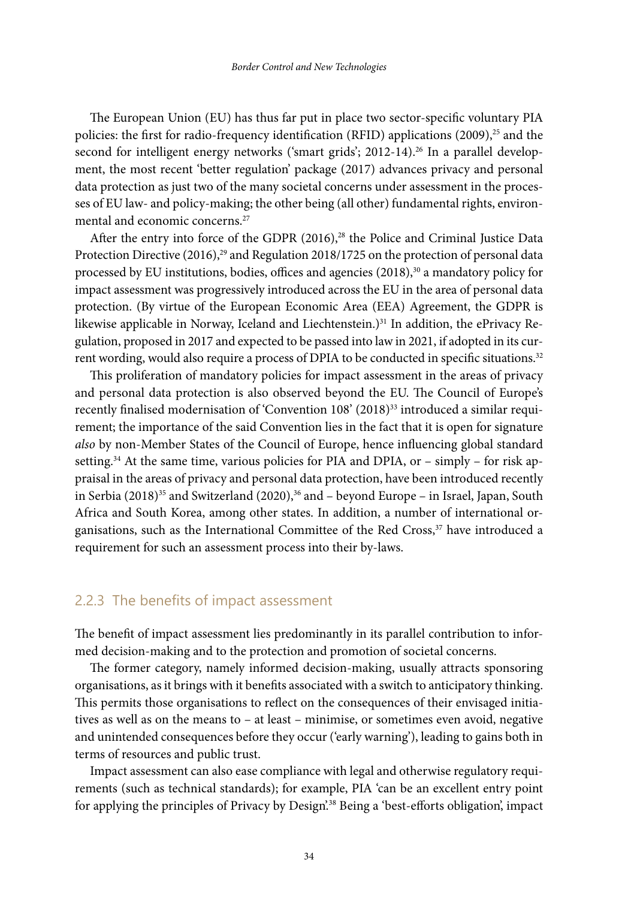The European Union (EU) has thus far put in place two sector-specific voluntary PIA policies: the first for radio-frequency identification (RFID) applications (2009),[25] and the second for intelligent energy networks ('smart grids'; 2012-14).[26] In a parallel development, the most recent 'better regulation' package (2017) advances privacy and personal data protection as just two of the many societal concerns under assessment in the processes of EU law- and policy-making; the other being (all other) fundamental rights, environmental and economic concerns.[27]

After the entry into force of the GDPR (2016),[28] the Police and Criminal Justice Data Protection Directive (2016),[29] and Regulation 2018/1725 on the protection of personal data processed by EU institutions, bodies, offices and agencies (2018),[30] a mandatory policy for impact assessment was progressively introduced across the EU in the area of personal data protection. (By virtue of the European Economic Area (EEA) Agreement, the GDPR is likewise applicable in Norway, Iceland and Liechtenstein.)[31] In addition, the ePrivacy Regulation, proposed in 2017 and expected to be passed into law in 2021, if adopted in its current wording, would also require a process of DPIA to be conducted in specific situations.[32]

This proliferation of mandatory policies for impact assessment in the areas of privacy and personal data protection is also observed beyond the EU. The Council of Europe's recently finalised modernisation of 'Convention 108' (2018)[33] introduced a similar requirement; the importance of the said Convention lies in the fact that it is open for signature *also* by non-Member States of the Council of Europe, hence influencing global standard setting.[34] At the same time, various policies for PIA and DPIA, or – simply – for risk appraisal in the areas of privacy and personal data protection, have been introduced recently in Serbia (2018)[35] and Switzerland (2020),[36] and – beyond Europe – in Israel, Japan, South Africa and South Korea, among other states. In addition, a number of international organisations, such as the International Committee of the Red Cross,[37] have introduced a requirement for such an assessment process into their by-laws.

### 2.2.3 The benefits of impact assessment

The benefit of impact assessment lies predominantly in its parallel contribution to informed decision-making and to the protection and promotion of societal concerns.

The former category, namely informed decision-making, usually attracts sponsoring organisations, as it brings with it benefits associated with a switch to anticipatory thinking. This permits those organisations to reflect on the consequences of their envisaged initiatives as well as on the means to – at least – minimise, or sometimes even avoid, negative and unintended consequences before they occur ('early warning'), leading to gains both in terms of resources and public trust.

Impact assessment can also ease compliance with legal and otherwise regulatory requirements (such as technical standards); for example, PIA 'can be an excellent entry point for applying the principles of Privacy by Design'.[38] Being a 'best-efforts obligation', impact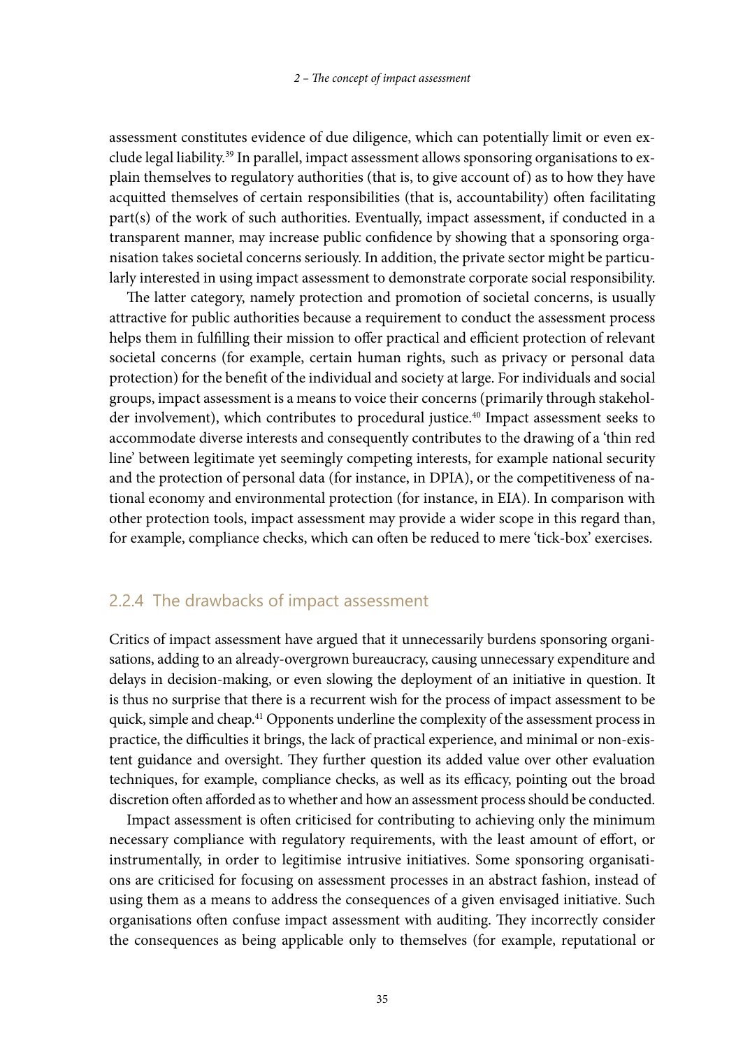assessment constitutes evidence of due diligence, which can potentially limit or even exclude legal liability.[39] In parallel, impact assessment allows sponsoring organisations to explain themselves to regulatory authorities (that is, to give account of) as to how they have acquitted themselves of certain responsibilities (that is, accountability) often facilitating part(s) of the work of such authorities. Eventually, impact assessment, if conducted in a transparent manner, may increase public confidence by showing that a sponsoring organisation takes societal concerns seriously. In addition, the private sector might be particularly interested in using impact assessment to demonstrate corporate social responsibility.

The latter category, namely protection and promotion of societal concerns, is usually attractive for public authorities because a requirement to conduct the assessment process helps them in fulfilling their mission to offer practical and efficient protection of relevant societal concerns (for example, certain human rights, such as privacy or personal data protection) for the benefit of the individual and society at large. For individuals and social groups, impact assessment is a means to voice their concerns (primarily through stakeholder involvement), which contributes to procedural justice.[40] Impact assessment seeks to accommodate diverse interests and consequently contributes to the drawing of a 'thin red line' between legitimate yet seemingly competing interests, for example national security and the protection of personal data (for instance, in DPIA), or the competitiveness of national economy and environmental protection (for instance, in EIA). In comparison with other protection tools, impact assessment may provide a wider scope in this regard than, for example, compliance checks, which can often be reduced to mere 'tick-box' exercises.

### 2.2.4 The drawbacks of impact assessment

Critics of impact assessment have argued that it unnecessarily burdens sponsoring organisations, adding to an already-overgrown bureaucracy, causing unnecessary expenditure and delays in decision-making, or even slowing the deployment of an initiative in question. It is thus no surprise that there is a recurrent wish for the process of impact assessment to be quick, simple and cheap.[41] Opponents underline the complexity of the assessment process in practice, the difficulties it brings, the lack of practical experience, and minimal or non-existent guidance and oversight. They further question its added value over other evaluation techniques, for example, compliance checks, as well as its efficacy, pointing out the broad discretion often afforded as to whether and how an assessment process should be conducted.

Impact assessment is often criticised for contributing to achieving only the minimum necessary compliance with regulatory requirements, with the least amount of effort, or instrumentally, in order to legitimise intrusive initiatives. Some sponsoring organisations are criticised for focusing on assessment processes in an abstract fashion, instead of using them as a means to address the consequences of a given envisaged initiative. Such organisations often confuse impact assessment with auditing. They incorrectly consider the consequences as being applicable only to themselves (for example, reputational or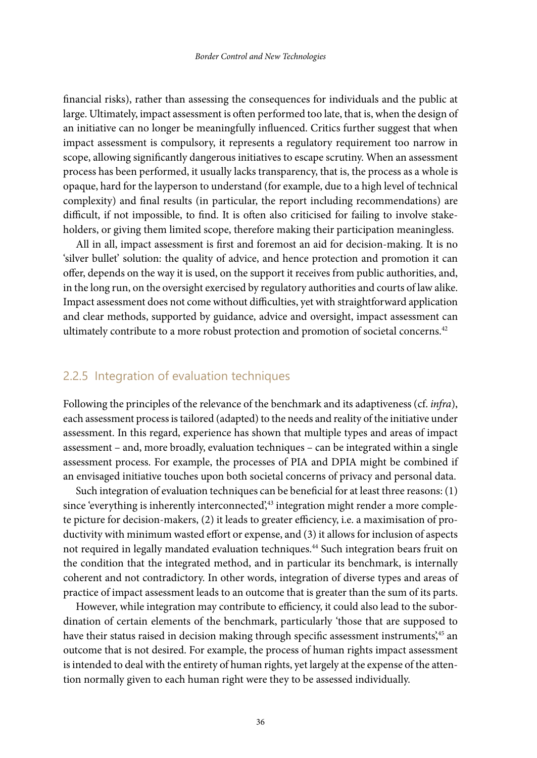financial risks), rather than assessing the consequences for individuals and the public at large. Ultimately, impact assessment is often performed too late, that is, when the design of an initiative can no longer be meaningfully influenced. Critics further suggest that when impact assessment is compulsory, it represents a regulatory requirement too narrow in scope, allowing significantly dangerous initiatives to escape scrutiny. When an assessment process has been performed, it usually lacks transparency, that is, the process as a whole is opaque, hard for the layperson to understand (for example, due to a high level of technical complexity) and final results (in particular, the report including recommendations) are difficult, if not impossible, to find. It is often also criticised for failing to involve stakeholders, or giving them limited scope, therefore making their participation meaningless.

All in all, impact assessment is first and foremost an aid for decision-making. It is no 'silver bullet' solution: the quality of advice, and hence protection and promotion it can offer, depends on the way it is used, on the support it receives from public authorities, and, in the long run, on the oversight exercised by regulatory authorities and courts of law alike. Impact assessment does not come without difficulties, yet with straightforward application and clear methods, supported by guidance, advice and oversight, impact assessment can ultimately contribute to a more robust protection and promotion of societal concerns.[42]

### 2.2.5 Integration of evaluation techniques

Following the principles of the relevance of the benchmark and its adaptiveness (cf. *infra*), each assessment process is tailored (adapted) to the needs and reality of the initiative under assessment. In this regard, experience has shown that multiple types and areas of impact assessment – and, more broadly, evaluation techniques – can be integrated within a single assessment process. For example, the processes of PIA and DPIA might be combined if an envisaged initiative touches upon both societal concerns of privacy and personal data.

Such integration of evaluation techniques can be beneficial for at least three reasons: (1) since 'everything is inherently interconnected',[43] integration might render a more complete picture for decision-makers, (2) it leads to greater efficiency, i.e. a maximisation of productivity with minimum wasted effort or expense, and (3) it allows for inclusion of aspects not required in legally mandated evaluation techniques.[44] Such integration bears fruit on the condition that the integrated method, and in particular its benchmark, is internally coherent and not contradictory. In other words, integration of diverse types and areas of practice of impact assessment leads to an outcome that is greater than the sum of its parts.

However, while integration may contribute to efficiency, it could also lead to the subordination of certain elements of the benchmark, particularly 'those that are supposed to have their status raised in decision making through specific assessment instruments',[45] an outcome that is not desired. For example, the process of human rights impact assessment is intended to deal with the entirety of human rights, yet largely at the expense of the attention normally given to each human right were they to be assessed individually.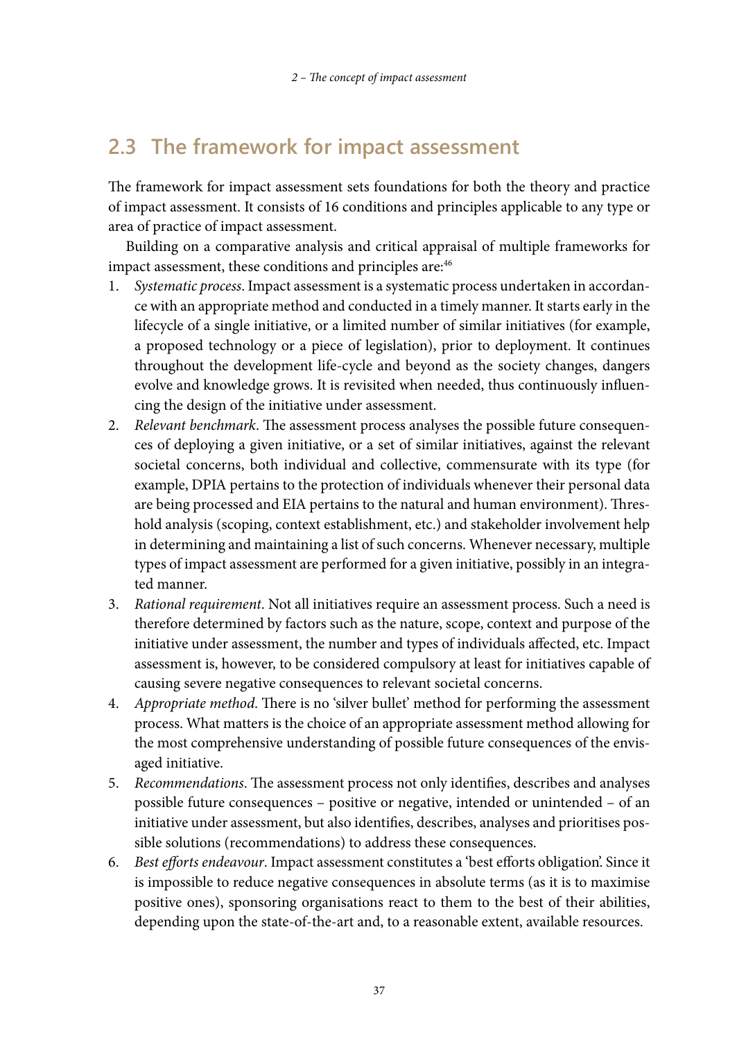## 2.3 The framework for impact assessment

The framework for impact assessment sets foundations for both the theory and practice of impact assessment. It consists of 16 conditions and principles applicable to any type or area of practice of impact assessment.

Building on a comparative analysis and critical appraisal of multiple frameworks for impact assessment, these conditions and principles are:[46]

1. *Systematic process*. Impact assessment is a systematic process undertaken in accordance with an appropriate method and conducted in a timely manner. It starts early in the lifecycle of a single initiative, or a limited number of similar initiatives (for example, a proposed technology or a piece of legislation), prior to deployment. It continues throughout the development life-cycle and beyond as the society changes, dangers evolve and knowledge grows. It is revisited when needed, thus continuously influencing the design of the initiative under assessment.
2. *Relevant benchmark*. The assessment process analyses the possible future consequences of deploying a given initiative, or a set of similar initiatives, against the relevant societal concerns, both individual and collective, commensurate with its type (for example, DPIA pertains to the protection of individuals whenever their personal data are being processed and EIA pertains to the natural and human environment). Threshold analysis (scoping, context establishment, etc.) and stakeholder involvement help in determining and maintaining a list of such concerns. Whenever necessary, multiple types of impact assessment are performed for a given initiative, possibly in an integrated manner.
3. *Rational requirement*. Not all initiatives require an assessment process. Such a need is therefore determined by factors such as the nature, scope, context and purpose of the initiative under assessment, the number and types of individuals affected, etc. Impact assessment is, however, to be considered compulsory at least for initiatives capable of causing severe negative consequences to relevant societal concerns.
4. *Appropriate method.* There is no 'silver bullet' method for performing the assessment process. What matters is the choice of an appropriate assessment method allowing for the most comprehensive understanding of possible future consequences of the envisaged initiative.
5. *Recommendations*. The assessment process not only identifies, describes and analyses possible future consequences – positive or negative, intended or unintended – of an initiative under assessment, but also identifies, describes, analyses and prioritises possible solutions (recommendations) to address these consequences.
6. *Best efforts endeavour*. Impact assessment constitutes a 'best efforts obligation'. Since it is impossible to reduce negative consequences in absolute terms (as it is to maximise positive ones), sponsoring organisations react to them to the best of their abilities, depending upon the state-of-the-art and, to a reasonable extent, available resources.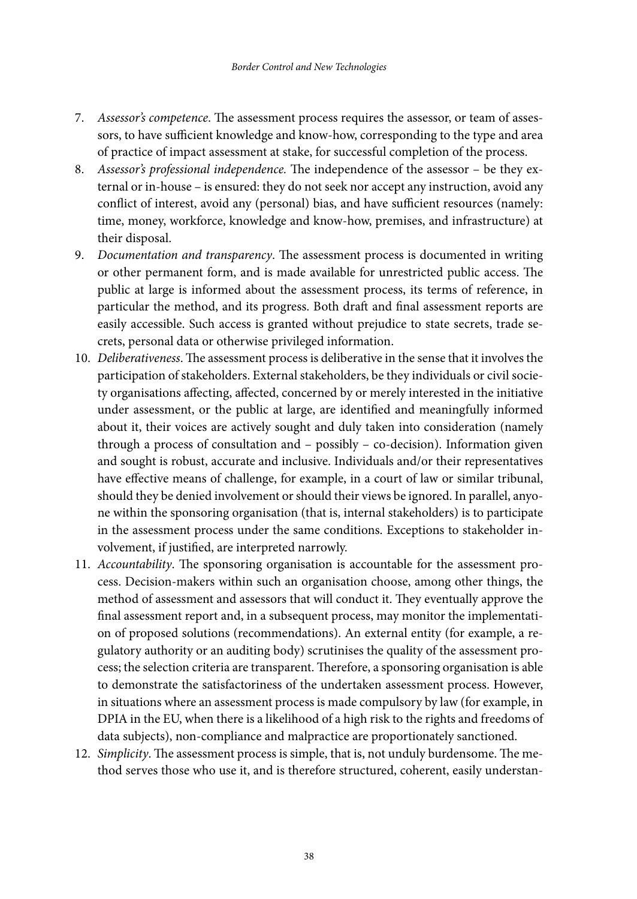7. *Assessor's competence*. The assessment process requires the assessor, or team of assessors, to have sufficient knowledge and know-how, corresponding to the type and area of practice of impact assessment at stake, for successful completion of the process.
8. *Assessor's professional independence.* The independence of the assessor – be they external or in-house – is ensured: they do not seek nor accept any instruction, avoid any conflict of interest, avoid any (personal) bias, and have sufficient resources (namely: time, money, workforce, knowledge and know-how, premises, and infrastructure) at their disposal.
9. *Documentation and transparency*. The assessment process is documented in writing or other permanent form, and is made available for unrestricted public access. The public at large is informed about the assessment process, its terms of reference, in particular the method, and its progress. Both draft and final assessment reports are easily accessible. Such access is granted without prejudice to state secrets, trade secrets, personal data or otherwise privileged information.
10. *Deliberativeness*. The assessment process is deliberative in the sense that it involves the participation of stakeholders. External stakeholders, be they individuals or civil society organisations affecting, affected, concerned by or merely interested in the initiative under assessment, or the public at large, are identified and meaningfully informed about it, their voices are actively sought and duly taken into consideration (namely through a process of consultation and – possibly – co-decision). Information given and sought is robust, accurate and inclusive. Individuals and/or their representatives have effective means of challenge, for example, in a court of law or similar tribunal, should they be denied involvement or should their views be ignored. In parallel, anyone within the sponsoring organisation (that is, internal stakeholders) is to participate in the assessment process under the same conditions. Exceptions to stakeholder involvement, if justified, are interpreted narrowly.
11. *Accountability*. The sponsoring organisation is accountable for the assessment process. Decision-makers within such an organisation choose, among other things, the method of assessment and assessors that will conduct it. They eventually approve the final assessment report and, in a subsequent process, may monitor the implementation of proposed solutions (recommendations). An external entity (for example, a regulatory authority or an auditing body) scrutinises the quality of the assessment process; the selection criteria are transparent. Therefore, a sponsoring organisation is able to demonstrate the satisfactoriness of the undertaken assessment process. However, in situations where an assessment process is made compulsory by law (for example, in DPIA in the EU, when there is a likelihood of a high risk to the rights and freedoms of data subjects), non-compliance and malpractice are proportionately sanctioned.
12. *Simplicity*. The assessment process is simple, that is, not unduly burdensome. The method serves those who use it, and is therefore structured, coherent, easily understan-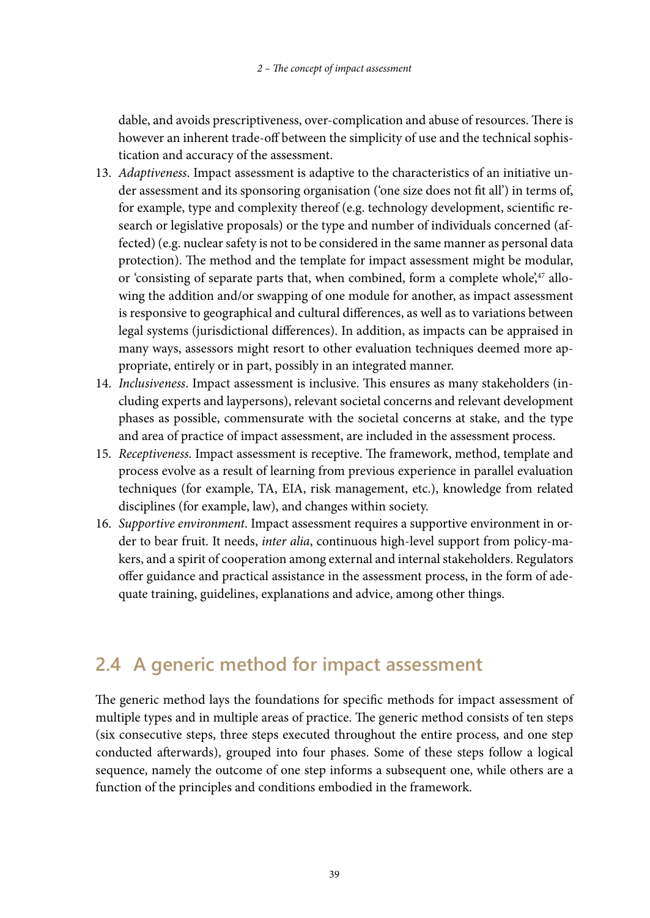dable, and avoids prescriptiveness, over-complication and abuse of resources. There is however an inherent trade-off between the simplicity of use and the technical sophistication and accuracy of the assessment.

13. *Adaptiveness*. Impact assessment is adaptive to the characteristics of an initiative under assessment and its sponsoring organisation ('one size does not fit all') in terms of, for example, type and complexity thereof (e.g. technology development, scientific research or legislative proposals) or the type and number of individuals concerned (affected) (e.g. nuclear safety is not to be considered in the same manner as personal data protection). The method and the template for impact assessment might be modular, or 'consisting of separate parts that, when combined, form a complete whole',[47] allowing the addition and/or swapping of one module for another, as impact assessment is responsive to geographical and cultural differences, as well as to variations between legal systems (jurisdictional differences). In addition, as impacts can be appraised in many ways, assessors might resort to other evaluation techniques deemed more appropriate, entirely or in part, possibly in an integrated manner.
14. *Inclusiveness*. Impact assessment is inclusive. This ensures as many stakeholders (including experts and laypersons), relevant societal concerns and relevant development phases as possible, commensurate with the societal concerns at stake, and the type and area of practice of impact assessment, are included in the assessment process.
15. *Receptiveness*. Impact assessment is receptive. The framework, method, template and process evolve as a result of learning from previous experience in parallel evaluation techniques (for example, TA, EIA, risk management, etc.), knowledge from related disciplines (for example, law), and changes within society.
16. *Supportive environment*. Impact assessment requires a supportive environment in order to bear fruit. It needs, *inter alia*, continuous high-level support from policy-makers, and a spirit of cooperation among external and internal stakeholders. Regulators offer guidance and practical assistance in the assessment process, in the form of adequate training, guidelines, explanations and advice, among other things.

## 2.4 A generic method for impact assessment

The generic method lays the foundations for specific methods for impact assessment of multiple types and in multiple areas of practice. The generic method consists of ten steps (six consecutive steps, three steps executed throughout the entire process, and one step conducted afterwards), grouped into four phases. Some of these steps follow a logical sequence, namely the outcome of one step informs a subsequent one, while others are a function of the principles and conditions embodied in the framework.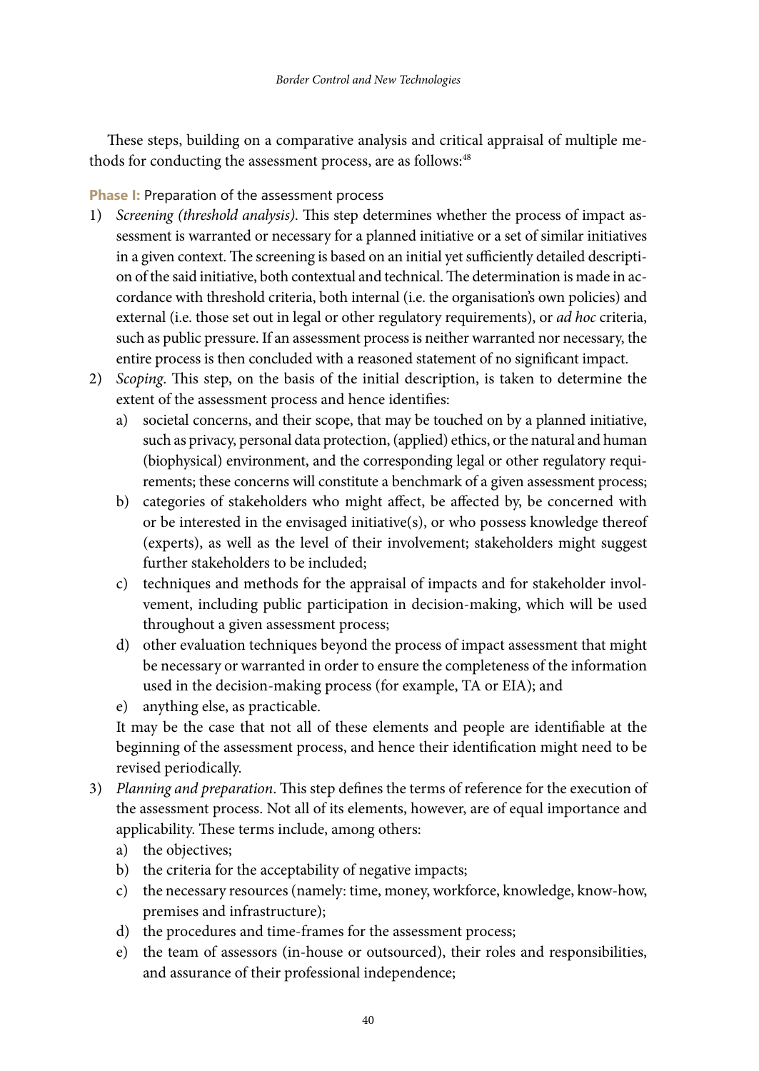These steps, building on a comparative analysis and critical appraisal of multiple methods for conducting the assessment process, are as follows:[48]

**Phase I:** Preparation of the assessment process

1) *Screening (threshold analysis)*. This step determines whether the process of impact assessment is warranted or necessary for a planned initiative or a set of similar initiatives in a given context. The screening is based on an initial yet sufficiently detailed description of the said initiative, both contextual and technical. The determination is made in accordance with threshold criteria, both internal (i.e. the organisation's own policies) and external (i.e. those set out in legal or other regulatory requirements), or *ad hoc* criteria, such as public pressure. If an assessment process is neither warranted nor necessary, the entire process is then concluded with a reasoned statement of no significant impact.
2) *Scoping*. This step, on the basis of the initial description, is taken to determine the extent of the assessment process and hence identifies:
   a) societal concerns, and their scope, that may be touched on by a planned initiative, such as privacy, personal data protection, (applied) ethics, or the natural and human (biophysical) environment, and the corresponding legal or other regulatory requirements; these concerns will constitute a benchmark of a given assessment process;
   b) categories of stakeholders who might affect, be affected by, be concerned with or be interested in the envisaged initiative(s), or who possess knowledge thereof (experts), as well as the level of their involvement; stakeholders might suggest further stakeholders to be included;
   c) techniques and methods for the appraisal of impacts and for stakeholder involvement, including public participation in decision-making, which will be used throughout a given assessment process;
   d) other evaluation techniques beyond the process of impact assessment that might be necessary or warranted in order to ensure the completeness of the information used in the decision-making process (for example, TA or EIA); and
   e) anything else, as practicable.

   It may be the case that not all of these elements and people are identifiable at the beginning of the assessment process, and hence their identification might need to be revised periodically.
3) *Planning and preparation*. This step defines the terms of reference for the execution of the assessment process. Not all of its elements, however, are of equal importance and applicability. These terms include, among others:
   a) the objectives;
   b) the criteria for the acceptability of negative impacts;
   c) the necessary resources (namely: time, money, workforce, knowledge, know-how, premises and infrastructure);
   d) the procedures and time-frames for the assessment process;
   e) the team of assessors (in-house or outsourced), their roles and responsibilities, and assurance of their professional independence;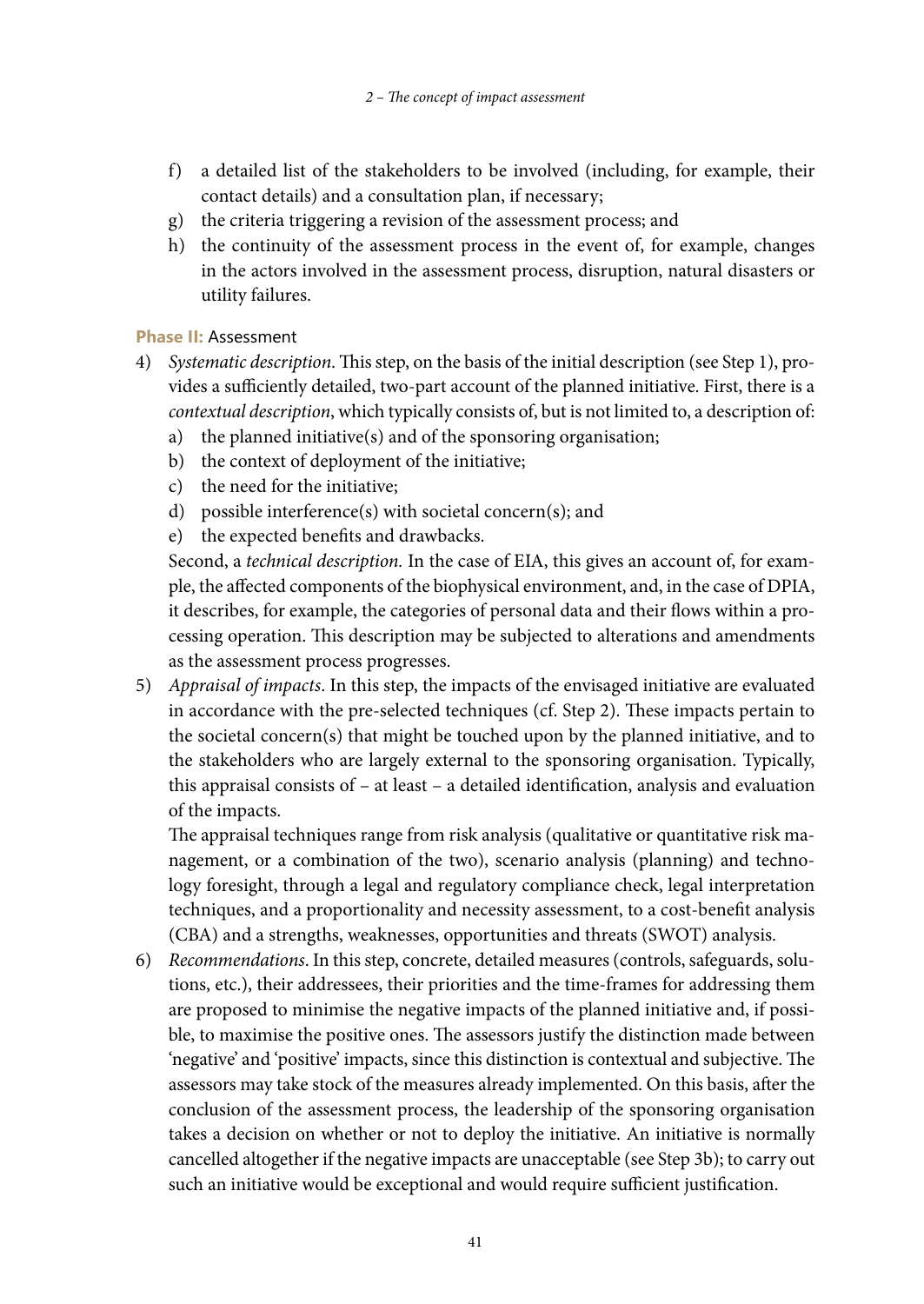f) a detailed list of the stakeholders to be involved (including, for example, their contact details) and a consultation plan, if necessary;
g) the criteria triggering a revision of the assessment process; and
h) the continuity of the assessment process in the event of, for example, changes in the actors involved in the assessment process, disruption, natural disasters or utility failures.

**Phase II:** Assessment

4) *Systematic description*. This step, on the basis of the initial description (see Step 1), provides a sufficiently detailed, two-part account of the planned initiative. First, there is a *contextual description*, which typically consists of, but is not limited to, a description of:
   a) the planned initiative(s) and of the sponsoring organisation;
   b) the context of deployment of the initiative;
   c) the need for the initiative;
   d) possible interference(s) with societal concern(s); and
   e) the expected benefits and drawbacks.

   Second, a *technical description*. In the case of EIA, this gives an account of, for example, the affected components of the biophysical environment, and, in the case of DPIA, it describes, for example, the categories of personal data and their flows within a processing operation. This description may be subjected to alterations and amendments as the assessment process progresses.

5) *Appraisal of impacts*. In this step, the impacts of the envisaged initiative are evaluated in accordance with the pre-selected techniques (cf. Step 2). These impacts pertain to the societal concern(s) that might be touched upon by the planned initiative, and to the stakeholders who are largely external to the sponsoring organisation. Typically, this appraisal consists of – at least – a detailed identification, analysis and evaluation of the impacts.

   The appraisal techniques range from risk analysis (qualitative or quantitative risk management, or a combination of the two), scenario analysis (planning) and technology foresight, through a legal and regulatory compliance check, legal interpretation techniques, and a proportionality and necessity assessment, to a cost-benefit analysis (CBA) and a strengths, weaknesses, opportunities and threats (SWOT) analysis.

6) *Recommendations*. In this step, concrete, detailed measures (controls, safeguards, solutions, etc.), their addressees, their priorities and the time-frames for addressing them are proposed to minimise the negative impacts of the planned initiative and, if possible, to maximise the positive ones. The assessors justify the distinction made between 'negative' and 'positive' impacts, since this distinction is contextual and subjective. The assessors may take stock of the measures already implemented. On this basis, after the conclusion of the assessment process, the leadership of the sponsoring organisation takes a decision on whether or not to deploy the initiative. An initiative is normally cancelled altogether if the negative impacts are unacceptable (see Step 3b); to carry out such an initiative would be exceptional and would require sufficient justification.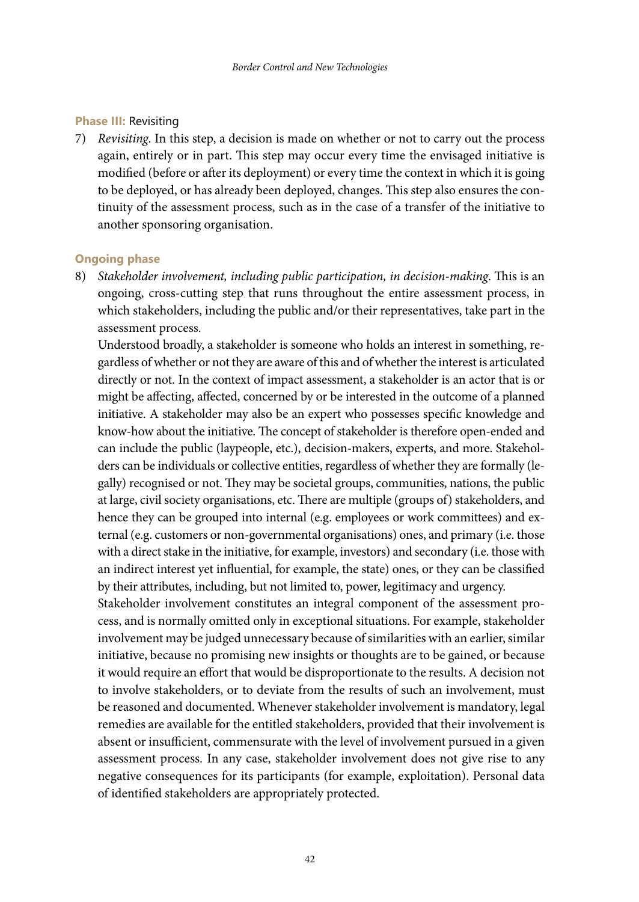**Phase III:** Revisiting

7) *Revisiting*. In this step, a decision is made on whether or not to carry out the process again, entirely or in part. This step may occur every time the envisaged initiative is modified (before or after its deployment) or every time the context in which it is going to be deployed, or has already been deployed, changes. This step also ensures the continuity of the assessment process, such as in the case of a transfer of the initiative to another sponsoring organisation.

**Ongoing phase**

8) *Stakeholder involvement, including public participation, in decision-making*. This is an ongoing, cross-cutting step that runs throughout the entire assessment process, in which stakeholders, including the public and/or their representatives, take part in the assessment process.

   Understood broadly, a stakeholder is someone who holds an interest in something, regardless of whether or not they are aware of this and of whether the interest is articulated directly or not. In the context of impact assessment, a stakeholder is an actor that is or might be affecting, affected, concerned by or be interested in the outcome of a planned initiative. A stakeholder may also be an expert who possesses specific knowledge and know-how about the initiative. The concept of stakeholder is therefore open-ended and can include the public (laypeople, etc.), decision-makers, experts, and more. Stakeholders can be individuals or collective entities, regardless of whether they are formally (legally) recognised or not. They may be societal groups, communities, nations, the public at large, civil society organisations, etc. There are multiple (groups of) stakeholders, and hence they can be grouped into internal (e.g. employees or work committees) and external (e.g. customers or non-governmental organisations) ones, and primary (i.e. those with a direct stake in the initiative, for example, investors) and secondary (i.e. those with an indirect interest yet influential, for example, the state) ones, or they can be classified by their attributes, including, but not limited to, power, legitimacy and urgency.

   Stakeholder involvement constitutes an integral component of the assessment process, and is normally omitted only in exceptional situations. For example, stakeholder involvement may be judged unnecessary because of similarities with an earlier, similar initiative, because no promising new insights or thoughts are to be gained, or because it would require an effort that would be disproportionate to the results. A decision not to involve stakeholders, or to deviate from the results of such an involvement, must be reasoned and documented. Whenever stakeholder involvement is mandatory, legal remedies are available for the entitled stakeholders, provided that their involvement is absent or insufficient, commensurate with the level of involvement pursued in a given assessment process. In any case, stakeholder involvement does not give rise to any negative consequences for its participants (for example, exploitation). Personal data of identified stakeholders are appropriately protected.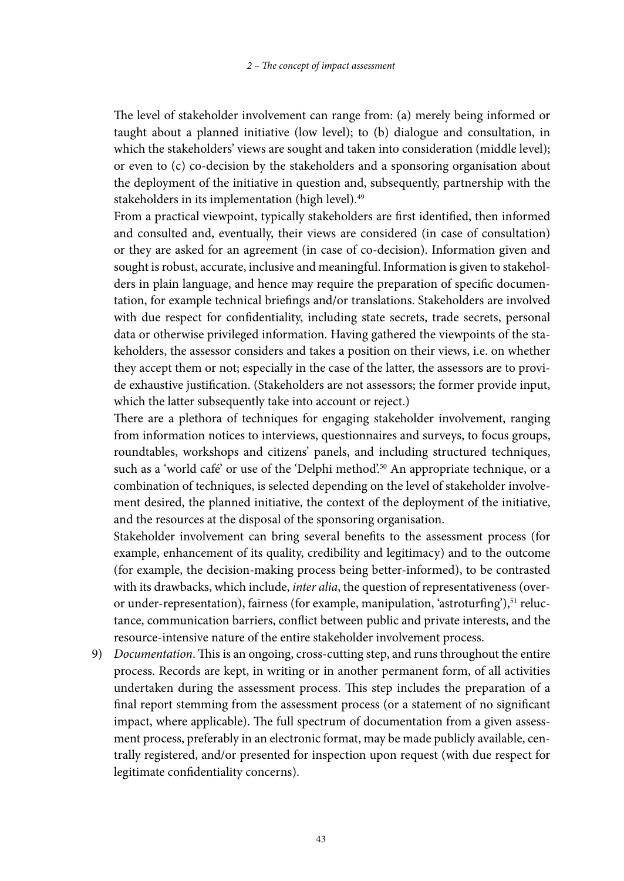The level of stakeholder involvement can range from: (a) merely being informed or taught about a planned initiative (low level); to (b) dialogue and consultation, in which the stakeholders' views are sought and taken into consideration (middle level); or even to (c) co-decision by the stakeholders and a sponsoring organisation about the deployment of the initiative in question and, subsequently, partnership with the stakeholders in its implementation (high level).[49]

From a practical viewpoint, typically stakeholders are first identified, then informed and consulted and, eventually, their views are considered (in case of consultation) or they are asked for an agreement (in case of co-decision). Information given and sought is robust, accurate, inclusive and meaningful. Information is given to stakeholders in plain language, and hence may require the preparation of specific documentation, for example technical briefings and/or translations. Stakeholders are involved with due respect for confidentiality, including state secrets, trade secrets, personal data or otherwise privileged information. Having gathered the viewpoints of the stakeholders, the assessor considers and takes a position on their views, i.e. on whether they accept them or not; especially in the case of the latter, the assessors are to provide exhaustive justification. (Stakeholders are not assessors; the former provide input, which the latter subsequently take into account or reject.)

There are a plethora of techniques for engaging stakeholder involvement, ranging from information notices to interviews, questionnaires and surveys, to focus groups, roundtables, workshops and citizens' panels, and including structured techniques, such as a 'world café' or use of the 'Delphi method'.[50] An appropriate technique, or a combination of techniques, is selected depending on the level of stakeholder involvement desired, the planned initiative, the context of the deployment of the initiative, and the resources at the disposal of the sponsoring organisation.

Stakeholder involvement can bring several benefits to the assessment process (for example, enhancement of its quality, credibility and legitimacy) and to the outcome (for example, the decision-making process being better-informed), to be contrasted with its drawbacks, which include, *inter alia*, the question of representativeness (over- or under-representation), fairness (for example, manipulation, 'astroturfing'),[51] reluctance, communication barriers, conflict between public and private interests, and the resource-intensive nature of the entire stakeholder involvement process.

9) *Documentation*. This is an ongoing, cross-cutting step, and runs throughout the entire process. Records are kept, in writing or in another permanent form, of all activities undertaken during the assessment process. This step includes the preparation of a final report stemming from the assessment process (or a statement of no significant impact, where applicable). The full spectrum of documentation from a given assessment process, preferably in an electronic format, may be made publicly available, centrally registered, and/or presented for inspection upon request (with due respect for legitimate confidentiality concerns).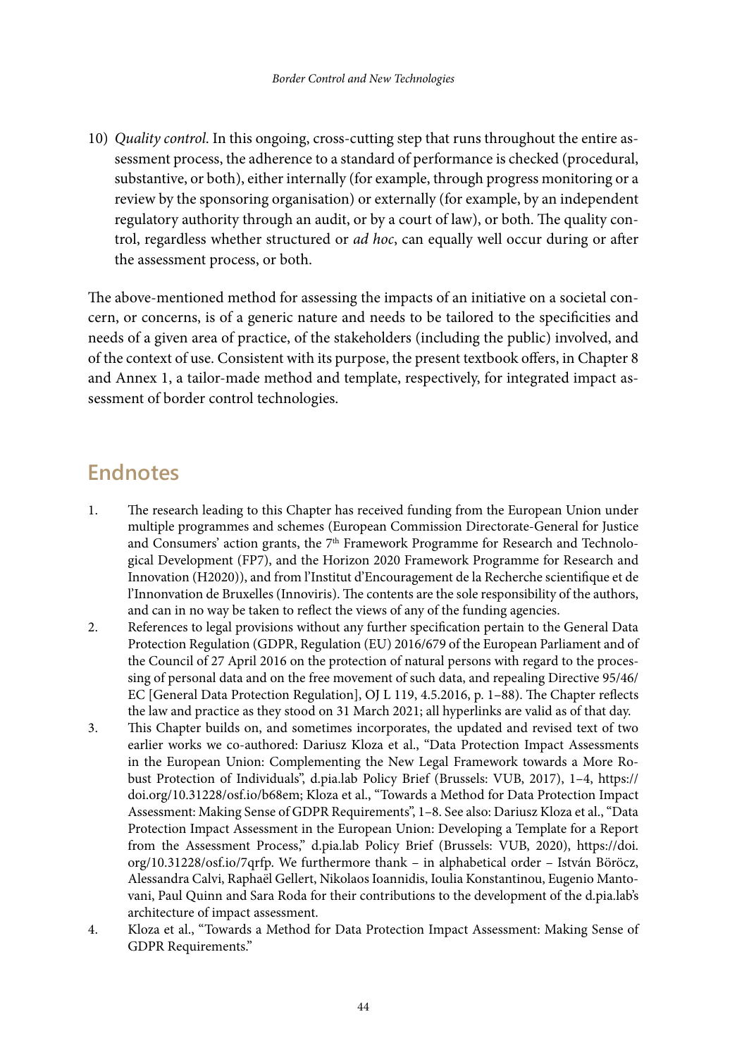10) *Quality control*. In this ongoing, cross-cutting step that runs throughout the entire assessment process, the adherence to a standard of performance is checked (procedural, substantive, or both), either internally (for example, through progress monitoring or a review by the sponsoring organisation) or externally (for example, by an independent regulatory authority through an audit, or by a court of law), or both. The quality control, regardless whether structured or *ad hoc*, can equally well occur during or after the assessment process, or both.

The above-mentioned method for assessing the impacts of an initiative on a societal concern, or concerns, is of a generic nature and needs to be tailored to the specificities and needs of a given area of practice, of the stakeholders (including the public) involved, and of the context of use. Consistent with its purpose, the present textbook offers, in Chapter 8 and Annex 1, a tailor-made method and template, respectively, for integrated impact assessment of border control technologies.

## Endnotes

1. The research leading to this Chapter has received funding from the European Union under multiple programmes and schemes (European Commission Directorate-General for Justice and Consumers' action grants, the 7th Framework Programme for Research and Technological Development (FP7), and the Horizon 2020 Framework Programme for Research and Innovation (H2020)), and from l'Institut d'Encouragement de la Recherche scientifique et de l'Innonvation de Bruxelles (Innoviris). The contents are the sole responsibility of the authors, and can in no way be taken to reflect the views of any of the funding agencies.
2. References to legal provisions without any further specification pertain to the General Data Protection Regulation (GDPR, Regulation (EU) 2016/679 of the European Parliament and of the Council of 27 April 2016 on the protection of natural persons with regard to the processing of personal data and on the free movement of such data, and repealing Directive 95/46/EC [General Data Protection Regulation], OJ L 119, 4.5.2016, p. 1–88). The Chapter reflects the law and practice as they stood on 31 March 2021; all hyperlinks are valid as of that day.
3. This Chapter builds on, and sometimes incorporates, the updated and revised text of two earlier works we co-authored: Dariusz Kloza et al., "Data Protection Impact Assessments in the European Union: Complementing the New Legal Framework towards a More Robust Protection of Individuals", d.pia.lab Policy Brief (Brussels: VUB, 2017), 1–4, https://doi.org/10.31228/osf.io/b68em; Kloza et al., "Towards a Method for Data Protection Impact Assessment: Making Sense of GDPR Requirements", 1–8. See also: Dariusz Kloza et al., "Data Protection Impact Assessment in the European Union: Developing a Template for a Report from the Assessment Process," d.pia.lab Policy Brief (Brussels: VUB, 2020), https://doi.org/10.31228/osf.io/7qrfp. We furthermore thank – in alphabetical order – István Böröcz, Alessandra Calvi, Raphaël Gellert, Nikolaos Ioannidis, Ioulia Konstantinou, Eugenio Mantovani, Paul Quinn and Sara Roda for their contributions to the development of the d.pia.lab's architecture of impact assessment.
4. Kloza et al., "Towards a Method for Data Protection Impact Assessment: Making Sense of GDPR Requirements."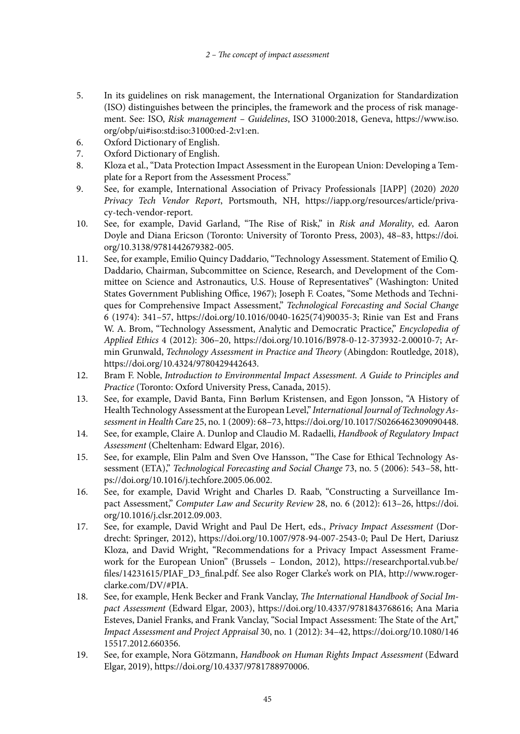5. In its guidelines on risk management, the International Organization for Standardization (ISO) distinguishes between the principles, the framework and the process of risk management. See: ISO, *Risk management – Guidelines*, ISO 31000:2018, Geneva, https://www.iso.org/obp/ui#iso:std:iso:31000:ed-2:v1:en.
6. Oxford Dictionary of English.
7. Oxford Dictionary of English.
8. Kloza et al., "Data Protection Impact Assessment in the European Union: Developing a Template for a Report from the Assessment Process."
9. See, for example, International Association of Privacy Professionals [IAPP] (2020) *2020 Privacy Tech Vendor Report*, Portsmouth, NH, https://iapp.org/resources/article/privacy-tech-vendor-report.
10. See, for example, David Garland, "The Rise of Risk," in *Risk and Morality*, ed. Aaron Doyle and Diana Ericson (Toronto: University of Toronto Press, 2003), 48–83, https://doi.org/10.3138/9781442679382-005.
11. See, for example, Emilio Quincy Daddario, "Technology Assessment. Statement of Emilio Q. Daddario, Chairman, Subcommittee on Science, Research, and Development of the Committee on Science and Astronautics, U.S. House of Representatives" (Washington: United States Government Publishing Office, 1967); Joseph F. Coates, "Some Methods and Techniques for Comprehensive Impact Assessment," *Technological Forecasting and Social Change* 6 (1974): 341–57, https://doi.org/10.1016/0040-1625(74)90035-3; Rinie van Est and Frans W. A. Brom, "Technology Assessment, Analytic and Democratic Practice," *Encyclopedia of Applied Ethics* 4 (2012): 306–20, https://doi.org/10.1016/B978-0-12-373932-2.00010-7; Armin Grunwald, *Technology Assessment in Practice and Theory* (Abingdon: Routledge, 2018), https://doi.org/10.4324/9780429442643.
12. Bram F. Noble, *Introduction to Environmental Impact Assessment. A Guide to Principles and Practice* (Toronto: Oxford University Press, Canada, 2015).
13. See, for example, David Banta, Finn Børlum Kristensen, and Egon Jonsson, "A History of Health Technology Assessment at the European Level," *International Journal of Technology Assessment in Health Care* 25, no. 1 (2009): 68–73, https://doi.org/10.1017/S0266462309090448.
14. See, for example, Claire A. Dunlop and Claudio M. Radaelli, *Handbook of Regulatory Impact Assessment* (Cheltenham: Edward Elgar, 2016).
15. See, for example, Elin Palm and Sven Ove Hansson, "The Case for Ethical Technology Assessment (ETA)," *Technological Forecasting and Social Change* 73, no. 5 (2006): 543–58, https://doi.org/10.1016/j.techfore.2005.06.002.
16. See, for example, David Wright and Charles D. Raab, "Constructing a Surveillance Impact Assessment," *Computer Law and Security Review* 28, no. 6 (2012): 613–26, https://doi.org/10.1016/j.clsr.2012.09.003.
17. See, for example, David Wright and Paul De Hert, eds., *Privacy Impact Assessment* (Dordrecht: Springer, 2012), https://doi.org/10.1007/978-94-007-2543-0; Paul De Hert, Dariusz Kloza, and David Wright, "Recommendations for a Privacy Impact Assessment Framework for the European Union" (Brussels – London, 2012), https://researchportal.vub.be/files/14231615/PIAF_D3_final.pdf. See also Roger Clarke's work on PIA, http://www.rogerclarke.com/DV/#PIA.
18. See, for example, Henk Becker and Frank Vanclay, *The International Handbook of Social Impact Assessment* (Edward Elgar, 2003), https://doi.org/10.4337/9781843768616; Ana Maria Esteves, Daniel Franks, and Frank Vanclay, "Social Impact Assessment: The State of the Art," *Impact Assessment and Project Appraisal* 30, no. 1 (2012): 34–42, https://doi.org/10.1080/14615517.2012.660356.
19. See, for example, Nora Götzmann, *Handbook on Human Rights Impact Assessment* (Edward Elgar, 2019), https://doi.org/10.4337/9781788970006.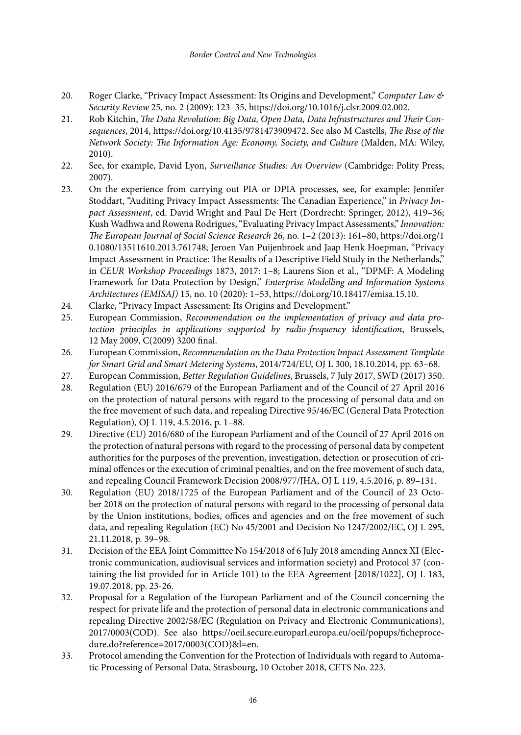20. Roger Clarke, "Privacy Impact Assessment: Its Origins and Development," *Computer Law & Security Review* 25, no. 2 (2009): 123–35, https://doi.org/10.1016/j.clsr.2009.02.002.
21. Rob Kitchin, *The Data Revolution: Big Data, Open Data, Data Infrastructures and Their Consequences*, 2014, https://doi.org/10.4135/9781473909472. See also M Castells, *The Rise of the Network Society: The Information Age: Economy, Society, and Culture* (Malden, MA: Wiley, 2010).
22. See, for example, David Lyon, *Surveillance Studies: An Overview* (Cambridge: Polity Press, 2007).
23. On the experience from carrying out PIA or DPIA processes, see, for example: Jennifer Stoddart, "Auditing Privacy Impact Assessments: The Canadian Experience," in *Privacy Impact Assessment*, ed. David Wright and Paul De Hert (Dordrecht: Springer, 2012), 419–36; Kush Wadhwa and Rowena Rodrigues, "Evaluating Privacy Impact Assessments," *Innovation: The European Journal of Social Science Research* 26, no. 1–2 (2013): 161–80, https://doi.org/10.1080/13511610.2013.761748; Jeroen Van Puijenbroek and Jaap Henk Hoepman, "Privacy Impact Assessment in Practice: The Results of a Descriptive Field Study in the Netherlands," in *CEUR Workshop Proceedings* 1873, 2017: 1–8; Laurens Sion et al., "DPMF: A Modeling Framework for Data Protection by Design," *Enterprise Modelling and Information Systems Architectures (EMISAJ)* 15, no. 10 (2020): 1–53, https://doi.org/10.18417/emisa.15.10.
24. Clarke, "Privacy Impact Assessment: Its Origins and Development."
25. European Commission, *Recommendation on the implementation of privacy and data protection principles in applications supported by radio-frequency identification*, Brussels, 12 May 2009, C(2009) 3200 final.
26. European Commission, *Recommendation on the Data Protection Impact Assessment Template for Smart Grid and Smart Metering Systems*, 2014/724/EU, OJ L 300, 18.10.2014, pp. 63–68.
27. European Commission, *Better Regulation Guidelines*, Brussels, 7 July 2017, SWD (2017) 350.
28. Regulation (EU) 2016/679 of the European Parliament and of the Council of 27 April 2016 on the protection of natural persons with regard to the processing of personal data and on the free movement of such data, and repealing Directive 95/46/EC (General Data Protection Regulation), OJ L 119, 4.5.2016, p. 1–88.
29. Directive (EU) 2016/680 of the European Parliament and of the Council of 27 April 2016 on the protection of natural persons with regard to the processing of personal data by competent authorities for the purposes of the prevention, investigation, detection or prosecution of criminal offences or the execution of criminal penalties, and on the free movement of such data, and repealing Council Framework Decision 2008/977/JHA, OJ L 119, 4.5.2016, p. 89–131.
30. Regulation (EU) 2018/1725 of the European Parliament and of the Council of 23 October 2018 on the protection of natural persons with regard to the processing of personal data by the Union institutions, bodies, offices and agencies and on the free movement of such data, and repealing Regulation (EC) No 45/2001 and Decision No 1247/2002/EC, OJ L 295, 21.11.2018, p. 39–98.
31. Decision of the EEA Joint Committee No 154/2018 of 6 July 2018 amending Annex XI (Electronic communication, audiovisual services and information society) and Protocol 37 (containing the list provided for in Article 101) to the EEA Agreement [2018/1022], OJ L 183, 19.07.2018, pp. 23-26.
32. Proposal for a Regulation of the European Parliament and of the Council concerning the respect for private life and the protection of personal data in electronic communications and repealing Directive 2002/58/EC (Regulation on Privacy and Electronic Communications), 2017/0003(COD). See also https://oeil.secure.europarl.europa.eu/oeil/popups/ficheprocedure.do?reference=2017/0003(COD)&l=en.
33. Protocol amending the Convention for the Protection of Individuals with regard to Automatic Processing of Personal Data, Strasbourg, 10 October 2018, CETS No. 223.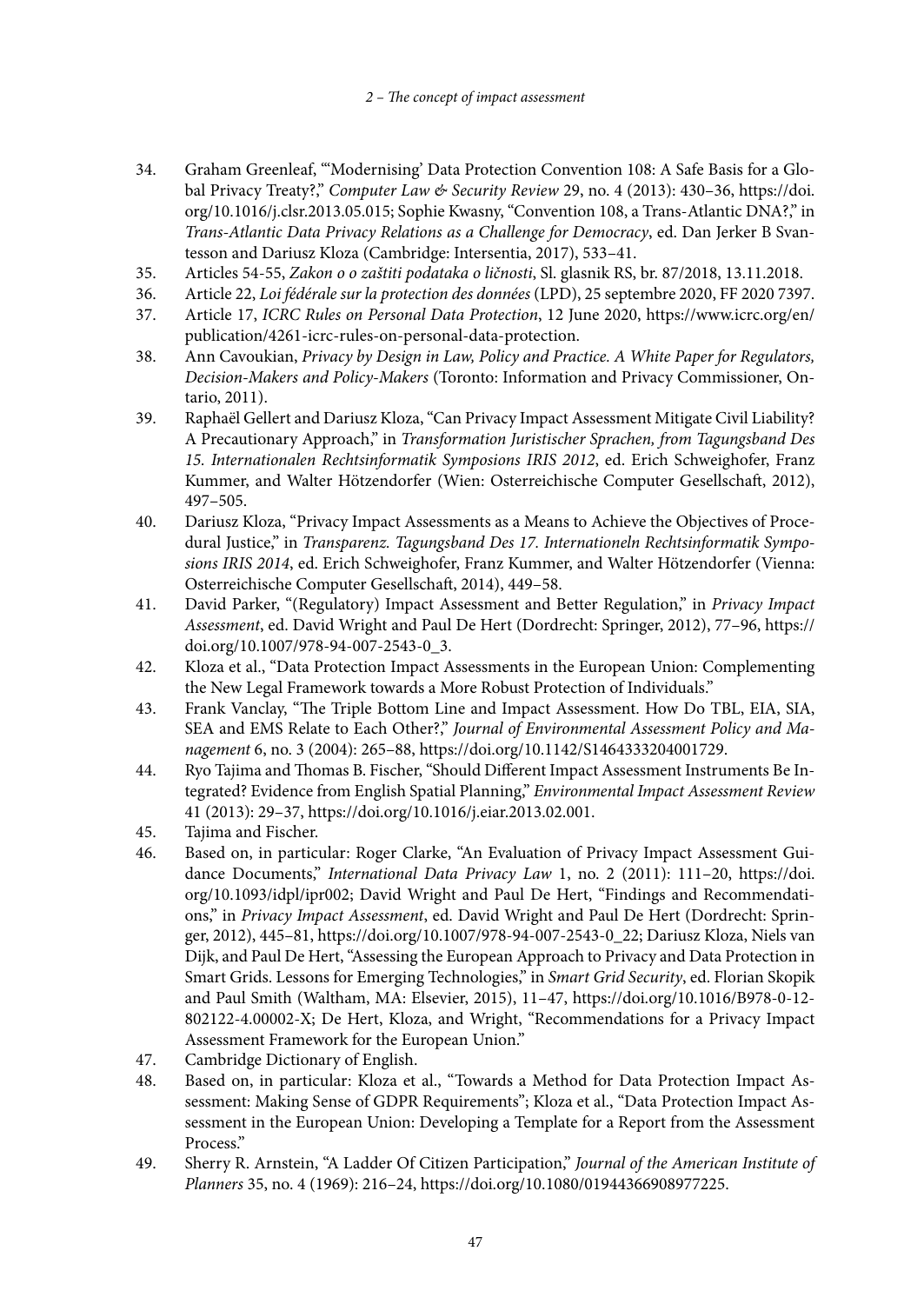34. Graham Greenleaf, "'Modernising' Data Protection Convention 108: A Safe Basis for a Global Privacy Treaty?," *Computer Law & Security Review* 29, no. 4 (2013): 430–36, https://doi.org/10.1016/j.clsr.2013.05.015; Sophie Kwasny, "Convention 108, a Trans-Atlantic DNA?," in *Trans-Atlantic Data Privacy Relations as a Challenge for Democracy*, ed. Dan Jerker B Svantesson and Dariusz Kloza (Cambridge: Intersentia, 2017), 533–41.
35. Articles 54-55, *Zakon o o zaštiti podataka o ličnosti*, Sl. glasnik RS, br. 87/2018, 13.11.2018.
36. Article 22, *Loi fédérale sur la protection des données* (LPD), 25 septembre 2020, FF 2020 7397.
37. Article 17, *ICRC Rules on Personal Data Protection*, 12 June 2020, https://www.icrc.org/en/publication/4261-icrc-rules-on-personal-data-protection.
38. Ann Cavoukian, *Privacy by Design in Law, Policy and Practice. A White Paper for Regulators, Decision-Makers and Policy-Makers* (Toronto: Information and Privacy Commissioner, Ontario, 2011).
39. Raphaël Gellert and Dariusz Kloza, "Can Privacy Impact Assessment Mitigate Civil Liability? A Precautionary Approach," in *Transformation Juristischer Sprachen, from Tagungsband Des 15. Internationalen Rechtsinformatik Symposions IRIS 2012*, ed. Erich Schweighofer, Franz Kummer, and Walter Hötzendorfer (Wien: Osterreichische Computer Gesellschaft, 2012), 497–505.
40. Dariusz Kloza, "Privacy Impact Assessments as a Means to Achieve the Objectives of Procedural Justice," in *Transparenz. Tagungsband Des 17. Internationeln Rechtsinformatik Symposions IRIS 2014*, ed. Erich Schweighofer, Franz Kummer, and Walter Hötzendorfer (Vienna: Osterreichische Computer Gesellschaft, 2014), 449–58.
41. David Parker, "(Regulatory) Impact Assessment and Better Regulation," in *Privacy Impact Assessment*, ed. David Wright and Paul De Hert (Dordrecht: Springer, 2012), 77–96, https://doi.org/10.1007/978-94-007-2543-0_3.
42. Kloza et al., "Data Protection Impact Assessments in the European Union: Complementing the New Legal Framework towards a More Robust Protection of Individuals."
43. Frank Vanclay, "The Triple Bottom Line and Impact Assessment. How Do TBL, EIA, SIA, SEA and EMS Relate to Each Other?," *Journal of Environmental Assessment Policy and Management* 6, no. 3 (2004): 265–88, https://doi.org/10.1142/S1464333204001729.
44. Ryo Tajima and Thomas B. Fischer, "Should Different Impact Assessment Instruments Be Integrated? Evidence from English Spatial Planning," *Environmental Impact Assessment Review* 41 (2013): 29–37, https://doi.org/10.1016/j.eiar.2013.02.001.
45. Tajima and Fischer.
46. Based on, in particular: Roger Clarke, "An Evaluation of Privacy Impact Assessment Guidance Documents," *International Data Privacy Law* 1, no. 2 (2011): 111–20, https://doi.org/10.1093/idpl/ipr002; David Wright and Paul De Hert, "Findings and Recommendations," in *Privacy Impact Assessment*, ed. David Wright and Paul De Hert (Dordrecht: Springer, 2012), 445–81, https://doi.org/10.1007/978-94-007-2543-0_22; Dariusz Kloza, Niels van Dijk, and Paul De Hert, "Assessing the European Approach to Privacy and Data Protection in Smart Grids. Lessons for Emerging Technologies," in *Smart Grid Security*, ed. Florian Skopik and Paul Smith (Waltham, MA: Elsevier, 2015), 11–47, https://doi.org/10.1016/B978-0-12-802122-4.00002-X; De Hert, Kloza, and Wright, "Recommendations for a Privacy Impact Assessment Framework for the European Union."
47. Cambridge Dictionary of English.
48. Based on, in particular: Kloza et al., "Towards a Method for Data Protection Impact Assessment: Making Sense of GDPR Requirements"; Kloza et al., "Data Protection Impact Assessment in the European Union: Developing a Template for a Report from the Assessment Process."
49. Sherry R. Arnstein, "A Ladder Of Citizen Participation," *Journal of the American Institute of Planners* 35, no. 4 (1969): 216–24, https://doi.org/10.1080/01944366908977225.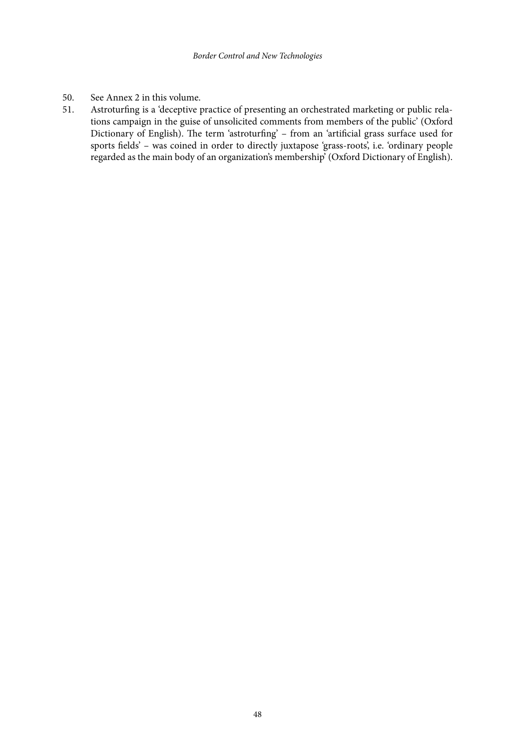50. See Annex 2 in this volume.
51. Astroturfing is a 'deceptive practice of presenting an orchestrated marketing or public relations campaign in the guise of unsolicited comments from members of the public' (Oxford Dictionary of English). The term 'astroturfing' – from an 'artificial grass surface used for sports fields' – was coined in order to directly juxtapose 'grass-roots', i.e. 'ordinary people regarded as the main body of an organization's membership' (Oxford Dictionary of English).